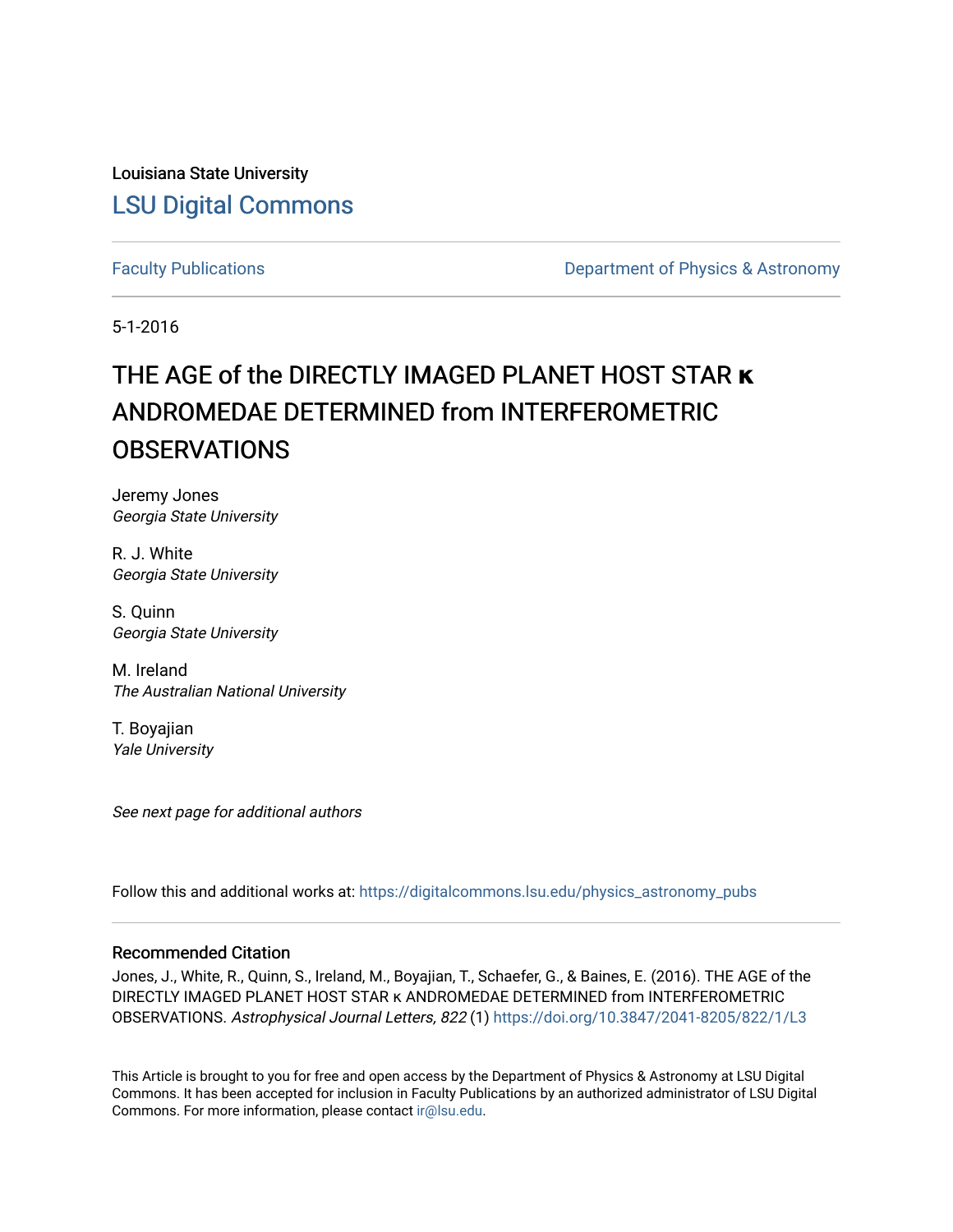Louisiana State University

LSU Digital Commons

Faculty Publications

Department of Physics & Astronomy

5-1-2016

# THE AGE of the DIRECTLY IMAGED PLANET HOST STAR κ ANDROMEDAE DETERMINED from INTERFEROMETRIC OBSERVATIONS

Jeremy Jones
*Georgia State University*

R. J. White
*Georgia State University*

S. Quinn
*Georgia State University*

M. Ireland
*The Australian National University*

T. Boyajian
*Yale University*

*See next page for additional authors*

Follow this and additional works at: https://digitalcommons.lsu.edu/physics_astronomy_pubs

## Recommended Citation

Jones, J., White, R., Quinn, S., Ireland, M., Boyajian, T., Schaefer, G., & Baines, E. (2016). THE AGE of the DIRECTLY IMAGED PLANET HOST STAR κ ANDROMEDAE DETERMINED from INTERFEROMETRIC OBSERVATIONS. *Astrophysical Journal Letters, 822* (1) https://doi.org/10.3847/2041-8205/822/1/L3

This Article is brought to you for free and open access by the Department of Physics & Astronomy at LSU Digital Commons. It has been accepted for inclusion in Faculty Publications by an authorized administrator of LSU Digital Commons. For more information, please contact ir@lsu.edu.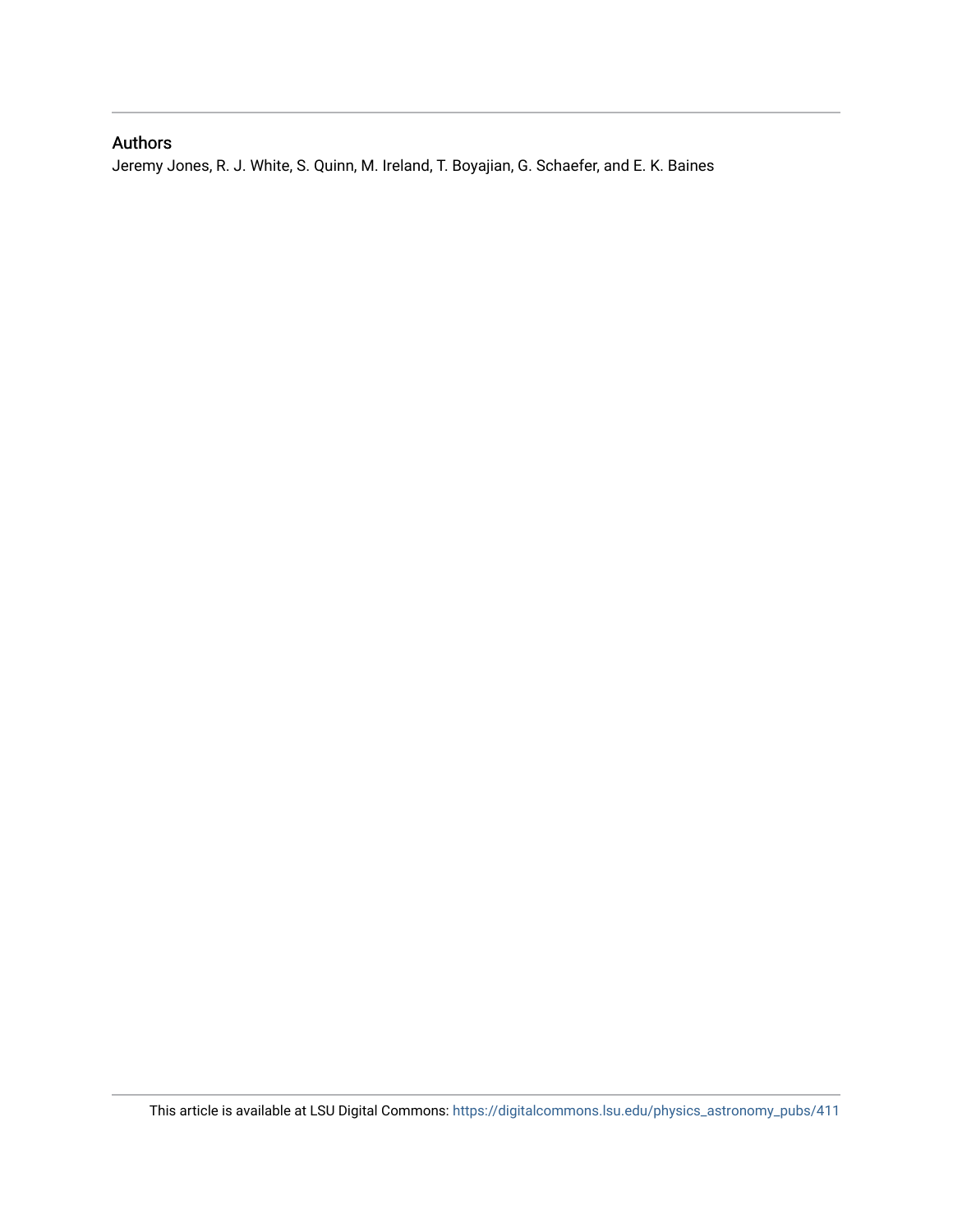## Authors

Jeremy Jones, R. J. White, S. Quinn, M. Ireland, T. Boyajian, G. Schaefer, and E. K. Baines

This article is available at LSU Digital Commons: https://digitalcommons.lsu.edu/physics_astronomy_pubs/411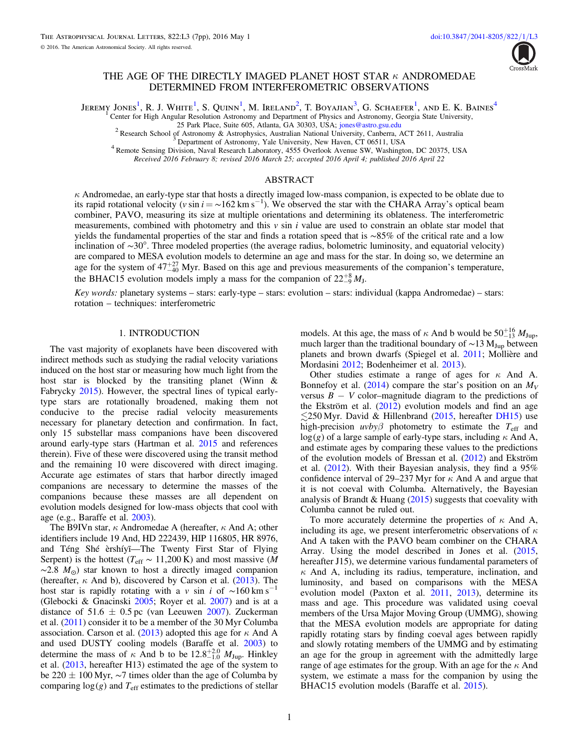# THE AGE OF THE DIRECTLY IMAGED PLANET HOST STAR $\kappa$ ANDROMEDAE DETERMINED FROM INTERFEROMETRIC OBSERVATIONS

Jeremy Jones[1], R. J. White[1], S. Quinn[1], M. Ireland[2], T. Boyajian[3], G. Schaefer[1], and E. K. Baines[4]

[1] Center for High Angular Resolution Astronomy and Department of Physics and Astronomy, Georgia State University, 25 Park Place, Suite 605, Atlanta, GA 30303, USA; jones@astro.gsu.edu

[2] Research School of Astronomy & Astrophysics, Australian National University, Canberra, ACT 2611, Australia

[3] Department of Astronomy, Yale University, New Haven, CT 06511, USA

[4] Remote Sensing Division, Naval Research Laboratory, 4555 Overlook Avenue SW, Washington, DC 20375, USA

*Received 2016 February 8; revised 2016 March 25; accepted 2016 April 4; published 2016 April 22*

## ABSTRACT

$\kappa$ Andromedae, an early-type star that hosts a directly imaged low-mass companion, is expected to be oblate due to its rapid rotational velocity ($v \sin i = {\sim}162$ km s$^{-1}$). We observed the star with the CHARA Array's optical beam combiner, PAVO, measuring its size at multiple orientations and determining its oblateness. The interferometric measurements, combined with photometry and this $v \sin i$ value are used to constrain an oblate star model that yields the fundamental properties of the star and finds a rotation speed that is ~85% of the critical rate and a low inclination of ~30°. Three modeled properties (the average radius, bolometric luminosity, and equatorial velocity) are compared to MESA evolution models to determine an age and mass for the star. In doing so, we determine an age for the system of $47^{+27}_{-40}$ Myr. Based on this age and previous measurements of the companion's temperature, the BHAC15 evolution models imply a mass for the companion of $22^{+8}_{-9}$ $M_J$.

*Key words:* planetary systems – stars: early-type – stars: evolution – stars: individual (kappa Andromedae) – stars: rotation – techniques: interferometric

## 1. INTRODUCTION

The vast majority of exoplanets have been discovered with indirect methods such as studying the radial velocity variations induced on the host star or measuring how much light from the host star is blocked by the transiting planet (Winn & Fabrycky 2015). However, the spectral lines of typical early-type stars are rotationally broadened, making them not conducive to the precise radial velocity measurements necessary for planetary detection and confirmation. In fact, only 15 substellar mass companions have been discovered around early-type stars (Hartman et al. 2015 and references therein). Five of these were discovered using the transit method and the remaining 10 were discovered with direct imaging. Accurate age estimates of stars that harbor directly imaged companions are necessary to determine the masses of the companions because these masses are all dependent on evolution models designed for low-mass objects that cool with age (e.g., Baraffe et al. 2003).

The B9IVn star, $\kappa$ Andromedae A (hereafter, $\kappa$ And A; other identifiers include 19 And, HD 222439, HIP 116805, HR 8976, and Téng Shé èrshíyī—The Twenty First Star of Flying Serpent) is the hottest ($T_{\text{eff}} \sim 11{,}200$ K) and most massive ($M$ ${\sim}2.8$ $M_\odot$) star known to host a directly imaged companion (hereafter, $\kappa$ And b), discovered by Carson et al. (2013). The host star is rapidly rotating with a $v \sin i$ of ${\sim}160$ km s$^{-1}$ (Glebocki & Gnacinski 2005; Royer et al. 2007) and is at a distance of $51.6 \pm 0.5$ pc (van Leeuwen 2007). Zuckerman et al. (2011) consider it to be a member of the 30 Myr Columba association. Carson et al. (2013) adopted this age for $\kappa$ And A and used DUSTY cooling models (Baraffe et al. 2003) to determine the mass of $\kappa$ And b to be $12.8^{+2.0}_{-1.0}$ $M_{\text{Jup}}$. Hinkley et al. (2013, hereafter H13) estimated the age of the system to be $220 \pm 100$ Myr, ~7 times older than the age of Columba by comparing $\log(g)$ and $T_{\text{eff}}$ estimates to the predictions of stellar models. At this age, the mass of $\kappa$ And b would be $50^{+16}_{-13}$ $M_{\text{Jup}}$, much larger than the traditional boundary of ~13 $M_{\text{Jup}}$ between planets and brown dwarfs (Spiegel et al. 2011; Mollière and Mordasini 2012; Bodenheimer et al. 2013).

Other studies estimate a range of ages for $\kappa$ And A. Bonnefoy et al. (2014) compare the star's position on an $M_V$ versus $B - V$ color–magnitude diagram to the predictions of the Ekström et al. (2012) evolution models and find an age $\lesssim$250 Myr. David & Hillenbrand (2015, hereafter DH15) use high-precision $uvby\beta$ photometry to estimate the $T_{\text{eff}}$ and $\log(g)$ of a large sample of early-type stars, including $\kappa$ And A, and estimate ages by comparing these values to the predictions of the evolution models of Bressan et al. (2012) and Ekström et al. (2012). With their Bayesian analysis, they find a 95% confidence interval of 29–237 Myr for $\kappa$ And A and argue that it is not coeval with Columba. Alternatively, the Bayesian analysis of Brandt & Huang (2015) suggests that coevality with Columba cannot be ruled out.

To more accurately determine the properties of $\kappa$ And A, including its age, we present interferometric observations of $\kappa$ And A taken with the PAVO beam combiner on the CHARA Array. Using the model described in Jones et al. (2015, hereafter J15), we determine various fundamental parameters of $\kappa$ And A, including its radius, temperature, inclination, and luminosity, and based on comparisons with the MESA evolution model (Paxton et al. 2011, 2013), determine its mass and age. This procedure was validated using coeval members of the Ursa Major Moving Group (UMMG), showing that the MESA evolution models are appropriate for dating rapidly rotating stars by finding coeval ages between rapidly and slowly rotating members of the UMMG and by estimating an age for the group in agreement with the admittedly large range of age estimates for the group. With an age for the $\kappa$ And system, we estimate a mass for the companion by using the BHAC15 evolution models (Baraffe et al. 2015).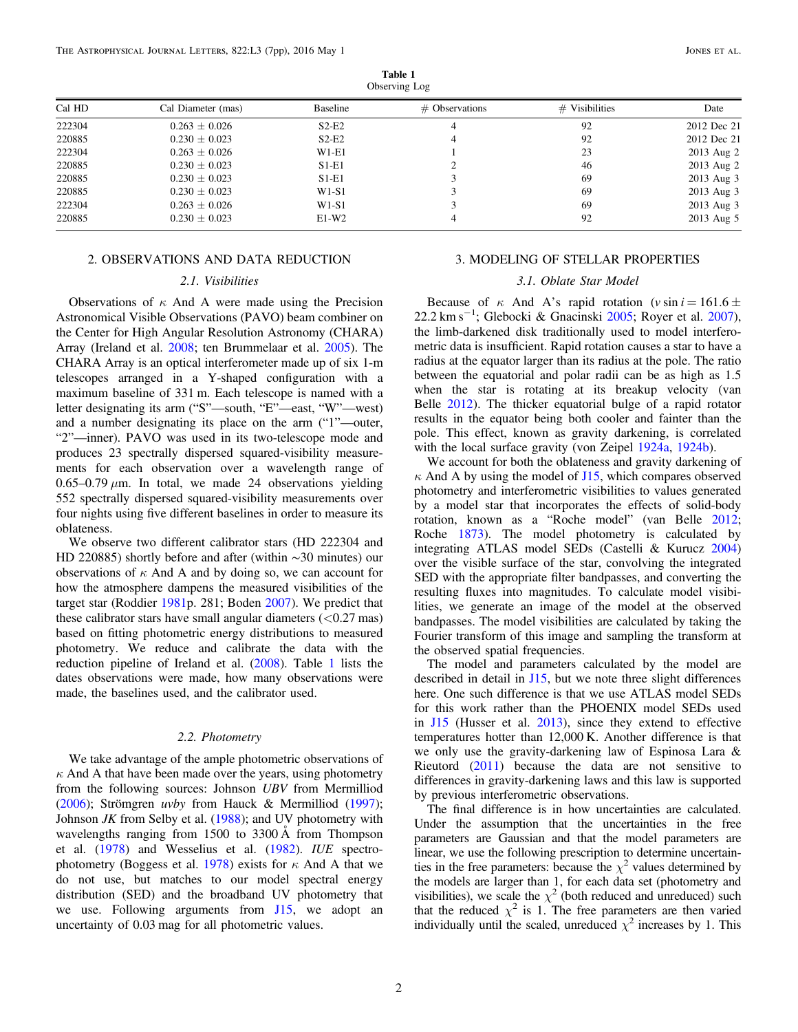**Table 1**
Observing Log

| Cal HD | Cal Diameter (mas) | Baseline | # Observations | # Visibilities | Date |
|---|---|---|---|---|---|
| 222304 | 0.263 ± 0.026 | S2-E2 | 4 | 92 | 2012 Dec 21 |
| 220885 | 0.230 ± 0.023 | S2-E2 | 4 | 92 | 2012 Dec 21 |
| 222304 | 0.263 ± 0.026 | W1-E1 | 1 | 23 | 2013 Aug 2 |
| 220885 | 0.230 ± 0.023 | S1-E1 | 2 | 46 | 2013 Aug 2 |
| 220885 | 0.230 ± 0.023 | S1-E1 | 3 | 69 | 2013 Aug 3 |
| 220885 | 0.230 ± 0.023 | W1-S1 | 3 | 69 | 2013 Aug 3 |
| 222304 | 0.263 ± 0.026 | W1-S1 | 3 | 69 | 2013 Aug 3 |
| 220885 | 0.230 ± 0.023 | E1-W2 | 4 | 92 | 2013 Aug 5 |

## 2. OBSERVATIONS AND DATA REDUCTION

### 2.1. Visibilities

Observations of $\kappa$ And A were made using the Precision Astronomical Visible Observations (PAVO) beam combiner on the Center for High Angular Resolution Astronomy (CHARA) Array (Ireland et al. 2008; ten Brummelaar et al. 2005). The CHARA Array is an optical interferometer made up of six 1-m telescopes arranged in a Y-shaped configuration with a maximum baseline of 331 m. Each telescope is named with a letter designating its arm ("S"—south, "E"—east, "W"—west) and a number designating its place on the arm ("1"—outer, "2"—inner). PAVO was used in its two-telescope mode and produces 23 spectrally dispersed squared-visibility measurements for each observation over a wavelength range of 0.65–0.79 $\mu$m. In total, we made 24 observations yielding 552 spectrally dispersed squared-visibility measurements over four nights using five different baselines in order to measure its oblateness.

We observe two different calibrator stars (HD 222304 and HD 220885) shortly before and after (within ~30 minutes) our observations of $\kappa$ And A and by doing so, we can account for how the atmosphere dampens the measured visibilities of the target star (Roddier 1981p. 281; Boden 2007). We predict that these calibrator stars have small angular diameters (<0.27 mas) based on fitting photometric energy distributions to measured photometry. We reduce and calibrate the data with the reduction pipeline of Ireland et al. (2008). Table 1 lists the dates observations were made, how many observations were made, the baselines used, and the calibrator used.

### 2.2. Photometry

We take advantage of the ample photometric observations of $\kappa$ And A that have been made over the years, using photometry from the following sources: Johnson *UBV* from Mermilliod (2006); Strömgren *uvby* from Hauck & Mermilliod (1997); Johnson *JK* from Selby et al. (1988); and UV photometry with wavelengths ranging from 1500 to 3300 Å from Thompson et al. (1978) and Wesselius et al. (1982). *IUE* spectrophotometry (Boggess et al. 1978) exists for $\kappa$ And A that we do not use, but matches to our model spectral energy distribution (SED) and the broadband UV photometry that we use. Following arguments from J15, we adopt an uncertainty of 0.03 mag for all photometric values.

## 3. MODELING OF STELLAR PROPERTIES

### 3.1. Oblate Star Model

Because of $\kappa$ And A's rapid rotation ($v \sin i = 161.6 \pm 22.2$ km s$^{-1}$; Glebocki & Gnacinski 2005; Royer et al. 2007), the limb-darkened disk traditionally used to model interferometric data is insufficient. Rapid rotation causes a star to have a radius at the equator larger than its radius at the pole. The ratio between the equatorial and polar radii can be as high as 1.5 when the star is rotating at its breakup velocity (van Belle 2012). The thicker equatorial bulge of a rapid rotator results in the equator being both cooler and fainter than the pole. This effect, known as gravity darkening, is correlated with the local surface gravity (von Zeipel 1924a, 1924b).

We account for both the oblateness and gravity darkening of $\kappa$ And A by using the model of J15, which compares observed photometry and interferometric visibilities to values generated by a model star that incorporates the effects of solid-body rotation, known as a "Roche model" (van Belle 2012; Roche 1873). The model photometry is calculated by integrating ATLAS model SEDs (Castelli & Kurucz 2004) over the visible surface of the star, convolving the integrated SED with the appropriate filter bandpasses, and converting the resulting fluxes into magnitudes. To calculate model visibilities, we generate an image of the model at the observed bandpasses. The model visibilities are calculated by taking the Fourier transform of this image and sampling the transform at the observed spatial frequencies.

The model and parameters calculated by the model are described in detail in J15, but we note three slight differences here. One such difference is that we use ATLAS model SEDs for this work rather than the PHOENIX model SEDs used in J15 (Husser et al. 2013), since they extend to effective temperatures hotter than 12,000 K. Another difference is that we only use the gravity-darkening law of Espinosa Lara & Rieutord (2011) because the data are not sensitive to differences in gravity-darkening laws and this law is supported by previous interferometric observations.

The final difference is in how uncertainties are calculated. Under the assumption that the uncertainties in the free parameters are Gaussian and that the model parameters are linear, we use the following prescription to determine uncertainties in the free parameters: because the $\chi^2$ values determined by the models are larger than 1, for each data set (photometry and visibilities), we scale the $\chi^2$ (both reduced and unreduced) such that the reduced $\chi^2$ is 1. The free parameters are then varied individually until the scaled, unreduced $\chi^2$ increases by 1. This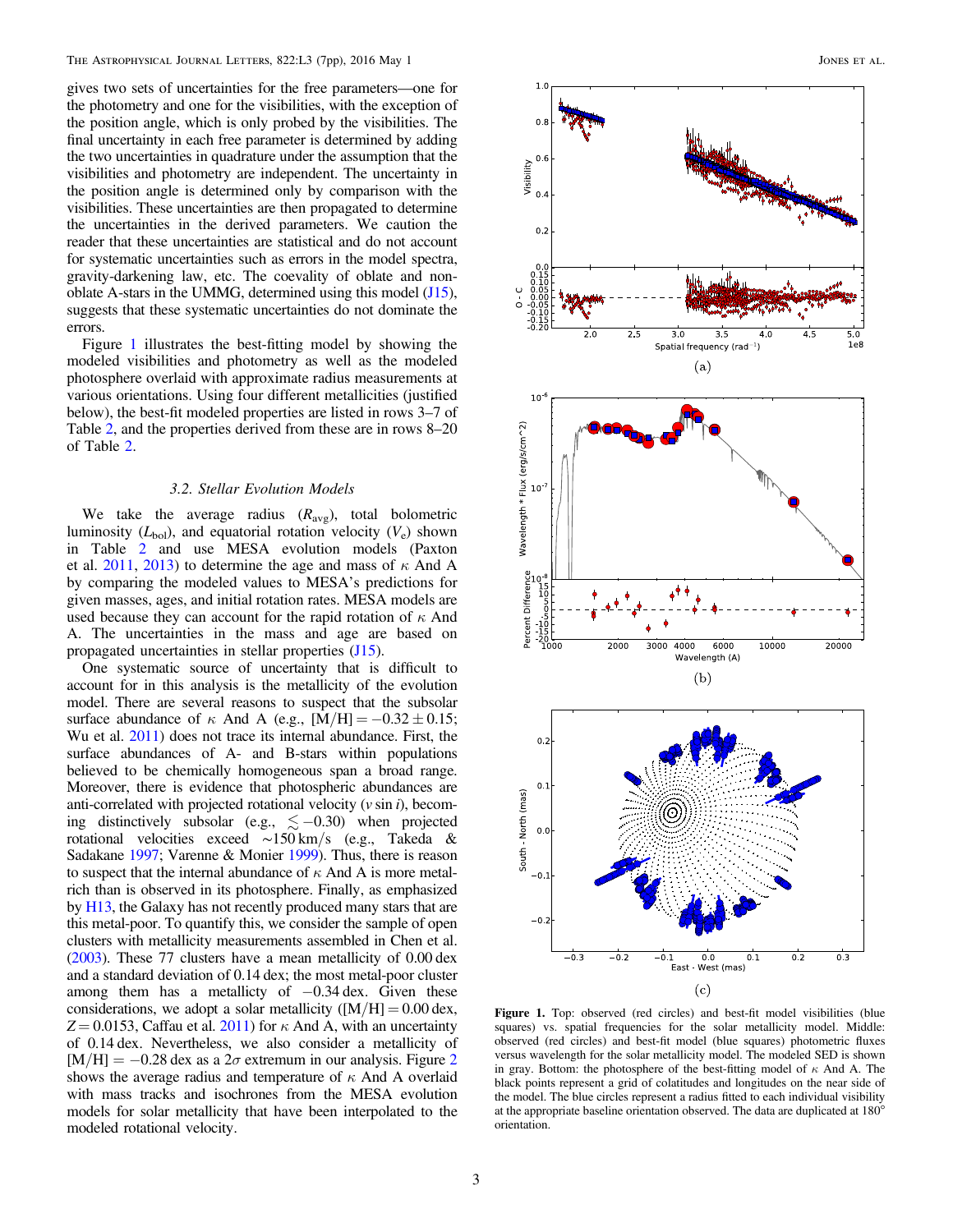gives two sets of uncertainties for the free parameters—one for the photometry and one for the visibilities, with the exception of the position angle, which is only probed by the visibilities. The final uncertainty in each free parameter is determined by adding the two uncertainties in quadrature under the assumption that the visibilities and photometry are independent. The uncertainty in the position angle is determined only by comparison with the visibilities. These uncertainties are then propagated to determine the uncertainties in the derived parameters. We caution the reader that these uncertainties are statistical and do not account for systematic uncertainties such as errors in the model spectra, gravity-darkening law, etc. The coevality of oblate and non-oblate A-stars in the UMMG, determined using this model (J15), suggests that these systematic uncertainties do not dominate the errors.

Figure 1 illustrates the best-fitting model by showing the modeled visibilities and photometry as well as the modeled photosphere overlaid with approximate radius measurements at various orientations. Using four different metallicities (justified below), the best-fit modeled properties are listed in rows 3–7 of Table 2, and the properties derived from these are in rows 8–20 of Table 2.

### 3.2. Stellar Evolution Models

We take the average radius ($R_{\rm avg}$), total bolometric luminosity ($L_{\rm bol}$), and equatorial rotation velocity ($V_{\rm e}$) shown in Table 2 and use MESA evolution models (Paxton et al. 2011, 2013) to determine the age and mass of $\kappa$ And A by comparing the modeled values to MESA's predictions for given masses, ages, and initial rotation rates. MESA models are used because they can account for the rapid rotation of $\kappa$ And A. The uncertainties in the mass and age are based on propagated uncertainties in stellar properties (J15).

One systematic source of uncertainty that is difficult to account for in this analysis is the metallicity of the evolution model. There are several reasons to suspect that the subsolar surface abundance of $\kappa$ And A (e.g., $[{\rm M/H}] = -0.32 \pm 0.15$; Wu et al. 2011) does not trace its internal abundance. First, the surface abundances of A- and B-stars within populations believed to be chemically homogeneous span a broad range. Moreover, there is evidence that photospheric abundances are anti-correlated with projected rotational velocity ($v \sin i$), becoming distinctively subsolar (e.g., $\lesssim -0.30$) when projected rotational velocities exceed $\sim$150 km/s (e.g., Takeda & Sadakane 1997; Varenne & Monier 1999). Thus, there is reason to suspect that the internal abundance of $\kappa$ And A is more metal-rich than is observed in its photosphere. Finally, as emphasized by H13, the Galaxy has not recently produced many stars that are this metal-poor. To quantify this, we consider the sample of open clusters with metallicity measurements assembled in Chen et al. (2003). These 77 clusters have a mean metallicity of 0.00 dex and a standard deviation of 0.14 dex; the most metal-poor cluster among them has a metallicity of $-0.34$ dex. Given these considerations, we adopt a solar metallicity ($[{\rm M/H}] = 0.00$ dex, $Z = 0.0153$, Caffau et al. 2011) for $\kappa$ And A, with an uncertainty of 0.14 dex. Nevertheless, we also consider a metallicity of $[{\rm M/H}] = -0.28$ dex as a $2\sigma$ extremum in our analysis. Figure 2 shows the average radius and temperature of $\kappa$ And A overlaid with mass tracks and isochrones from the MESA evolution models for solar metallicity that have been interpolated to the modeled rotational velocity.

**Figure 1.** Top: observed (red circles) and best-fit model visibilities (blue squares) vs. spatial frequencies for the solar metallicity model. Middle: observed (red circles) and best-fit model (blue squares) photometric fluxes versus wavelength for the solar metallicity model. The modeled SED is shown in gray. Bottom: the photosphere of the best-fitting model of $\kappa$ And A. The black points represent a grid of colatitudes and longitudes on the near side of the model. The blue circles represent a radius fitted to each individual visibility at the appropriate baseline orientation observed. The data are duplicated at 180° orientation.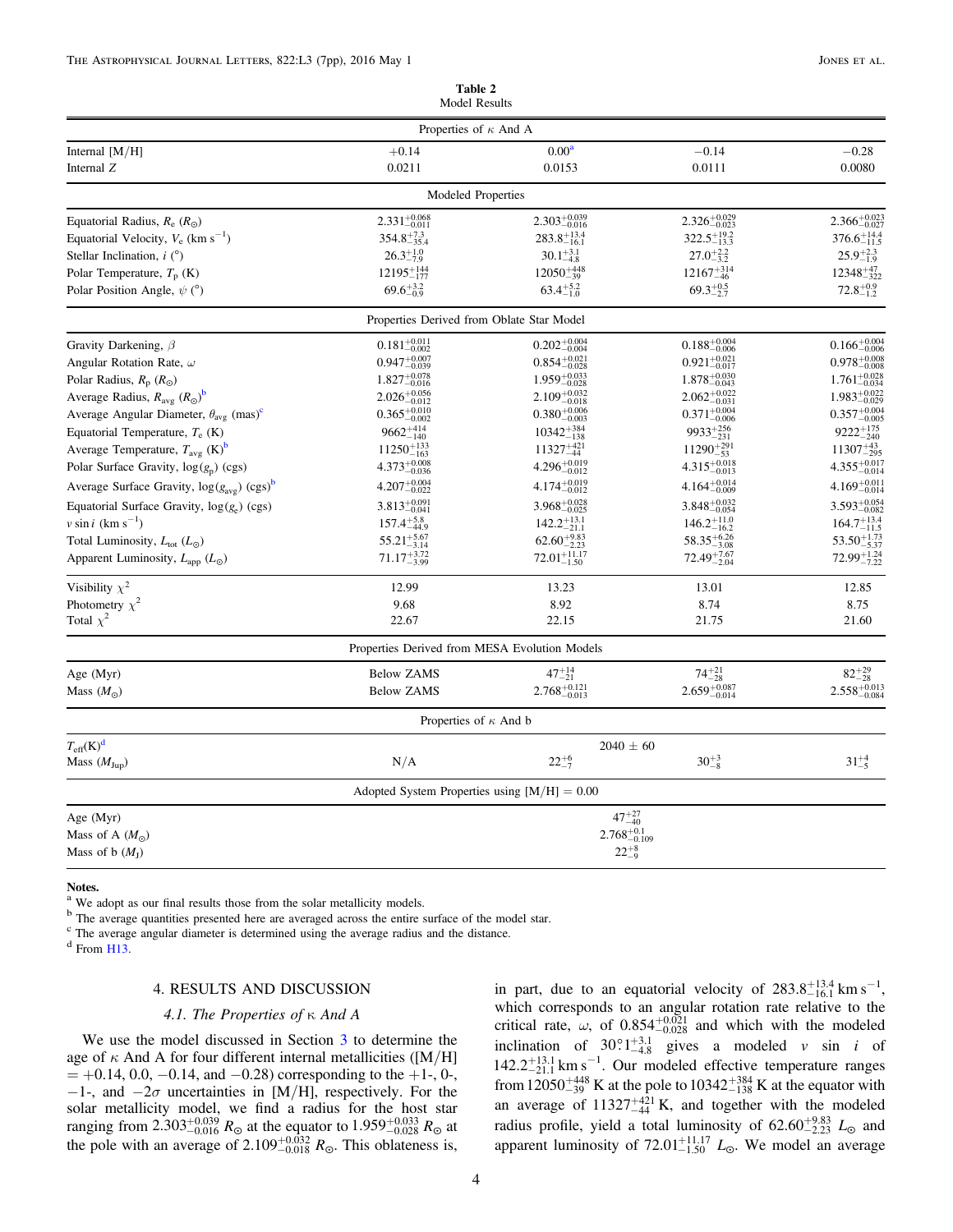**Table 2**
Model Results

| | | | | |
|---|---|---|---|---|
| | | Properties of $\kappa$ And A | | |
| Internal [M/H] | +0.14 | 0.00[a] | −0.14 | −0.28 |
| Internal $Z$ | 0.0211 | 0.0153 | 0.0111 | 0.0080 |
| | | Modeled Properties | | |
| Equatorial Radius, $R_e$ ($R_\odot$) | $2.331^{+0.068}_{-0.011}$ | $2.303^{+0.039}_{-0.016}$ | $2.326^{+0.029}_{-0.023}$ | $2.366^{+0.023}_{-0.027}$ |
| Equatorial Velocity, $V_e$ (km s$^{-1}$) | $354.8^{+7.3}_{-35.4}$ | $283.8^{+13.4}_{-16.1}$ | $322.5^{+19.2}_{-13.3}$ | $376.6^{+14.4}_{-11.5}$ |
| Stellar Inclination, $i$ (°) | $26.3^{+1.0}_{-7.9}$ | $30.1^{+3.1}_{-4.8}$ | $27.0^{+2.2}_{-3.2}$ | $25.9^{+2.3}_{-1.9}$ |
| Polar Temperature, $T_p$ (K) | $12195^{+144}_{-177}$ | $12050^{+448}_{-39}$ | $12167^{+314}_{-46}$ | $12348^{+47}_{-322}$ |
| Polar Position Angle, $\psi$ (°) | $69.6^{+3.2}_{-0.9}$ | $63.4^{+5.2}_{-1.0}$ | $69.3^{+0.5}_{-2.7}$ | $72.8^{+0.9}_{-1.2}$ |
| | | Properties Derived from Oblate Star Model | | |
| Gravity Darkening, $\beta$ | $0.181^{+0.011}_{-0.002}$ | $0.202^{+0.004}_{-0.004}$ | $0.188^{+0.004}_{-0.006}$ | $0.166^{+0.004}_{-0.006}$ |
| Angular Rotation Rate, $\omega$ | $0.947^{+0.007}_{-0.039}$ | $0.854^{+0.021}_{-0.028}$ | $0.921^{+0.021}_{-0.017}$ | $0.978^{+0.008}_{-0.008}$ |
| Polar Radius, $R_p$ ($R_\odot$) | $1.827^{+0.078}_{-0.016}$ | $1.959^{+0.033}_{-0.028}$ | $1.878^{+0.030}_{-0.043}$ | $1.761^{+0.028}_{-0.034}$ |
| Average Radius, $R_{avg}$ ($R_\odot$)[b] | $2.026^{+0.056}_{-0.012}$ | $2.109^{+0.032}_{-0.018}$ | $2.062^{+0.022}_{-0.031}$ | $1.983^{+0.022}_{-0.029}$ |
| Average Angular Diameter, $\theta_{avg}$ (mas)[c] | $0.365^{+0.010}_{-0.002}$ | $0.380^{+0.006}_{-0.003}$ | $0.371^{+0.004}_{-0.006}$ | $0.357^{+0.004}_{-0.005}$ |
| Equatorial Temperature, $T_e$ (K) | $9662^{+414}_{-140}$ | $10342^{+384}_{-138}$ | $9933^{+256}_{-231}$ | $9222^{+175}_{-240}$ |
| Average Temperature, $T_{avg}$ (K)[b] | $11250^{+133}_{-163}$ | $11327^{+421}_{-44}$ | $11290^{+291}_{-53}$ | $11307^{+43}_{-295}$ |
| Polar Surface Gravity, $\log(g_p)$ (cgs) | $4.373^{+0.008}_{-0.036}$ | $4.296^{+0.019}_{-0.012}$ | $4.315^{+0.018}_{-0.013}$ | $4.355^{+0.017}_{-0.014}$ |
| Average Surface Gravity, $\log(g_{avg})$ (cgs)[b] | $4.207^{+0.004}_{-0.022}$ | $4.174^{+0.019}_{-0.012}$ | $4.164^{+0.014}_{-0.009}$ | $4.169^{+0.011}_{-0.014}$ |
| Equatorial Surface Gravity, $\log(g_e)$ (cgs) | $3.813^{+0.091}_{-0.041}$ | $3.968^{+0.028}_{-0.025}$ | $3.848^{+0.032}_{-0.054}$ | $3.593^{+0.054}_{-0.082}$ |
| $v \sin i$ (km s$^{-1}$) | $157.4^{+5.8}_{-44.9}$ | $142.2^{+13.1}_{-21.1}$ | $146.2^{+11.0}_{-16.2}$ | $164.7^{+13.4}_{-11.5}$ |
| Total Luminosity, $L_{tot}$ ($L_\odot$) | $55.21^{+5.67}_{-3.14}$ | $62.60^{+9.83}_{-2.23}$ | $58.35^{+6.26}_{-3.08}$ | $53.50^{+1.73}_{-5.37}$ |
| Apparent Luminosity, $L_{app}$ ($L_\odot$) | $71.17^{+3.72}_{-3.99}$ | $72.01^{+11.17}_{-1.50}$ | $72.49^{+7.67}_{-2.04}$ | $72.99^{+1.24}_{-7.22}$ |
| Visibility $\chi^2$ | 12.99 | 13.23 | 13.01 | 12.85 |
| Photometry $\chi^2$ | 9.68 | 8.92 | 8.74 | 8.75 |
| Total $\chi^2$ | 22.67 | 22.15 | 21.75 | 21.60 |
| | | Properties Derived from MESA Evolution Models | | |
| Age (Myr) | Below ZAMS | $47^{+14}_{-21}$ | $74^{+21}_{-28}$ | $82^{+29}_{-28}$ |
| Mass ($M_\odot$) | Below ZAMS | $2.768^{+0.121}_{-0.013}$ | $2.659^{+0.087}_{-0.014}$ | $2.558^{+0.013}_{-0.084}$ |
| | | Properties of $\kappa$ And b | | |
| $T_{eff}$(K)[d] | | 2040 ± 60 | | |
| Mass ($M_{Jup}$) | N/A | $22^{+6}_{-7}$ | $30^{+3}_{-8}$ | $31^{+4}_{-5}$ |
| | | Adopted System Properties using [M/H] = 0.00 | | |
| Age (Myr) | | $47^{+27}_{-40}$ | | |
| Mass of A ($M_\odot$) | | $2.768^{+0.1}_{-0.109}$ | | |
| Mass of b ($M_J$) | | $22^{+8}_{-9}$ | | |

**Notes.**
[a] We adopt as our final results those from the solar metallicity models.
[b] The average quantities presented here are averaged across the entire surface of the model star.
[c] The average angular diameter is determined using the average radius and the distance.
[d] From H13.

## 4. RESULTS AND DISCUSSION

### 4.1. The Properties of κ And A

We use the model discussed in Section 3 to determine the age of $\kappa$ And A for four different internal metallicities ([M/H] = +0.14, 0.0, −0.14, and −0.28) corresponding to the +1-, 0-, −1-, and −2$\sigma$ uncertainties in [M/H], respectively. For the solar metallicity model, we find a radius for the host star ranging from $2.303^{+0.039}_{-0.016}\,R_\odot$ at the equator to $1.959^{+0.033}_{-0.028}\,R_\odot$ at the pole with an average of $2.109^{+0.032}_{-0.018}\,R_\odot$. This oblateness is, in part, due to an equatorial velocity of $283.8^{+13.4}_{-16.1}$ km s$^{-1}$, which corresponds to an angular rotation rate relative to the critical rate, $\omega$, of $0.854^{+0.021}_{-0.028}$ and which with the modeled inclination of $30{\overset{\circ}{.}}1^{+3.1}_{-4.8}$ gives a modeled $v \sin i$ of $142.2^{+13.1}_{-21.1}$ km s$^{-1}$. Our modeled effective temperature ranges from $12050^{+448}_{-39}$ K at the pole to $10342^{+384}_{-138}$ K at the equator with an average of $11327^{+421}_{-44}$ K, and together with the modeled radius profile, yield a total luminosity of $62.60^{+9.83}_{-2.23}\,L_\odot$ and apparent luminosity of $72.01^{+11.17}_{-1.50}\,L_\odot$. We model an average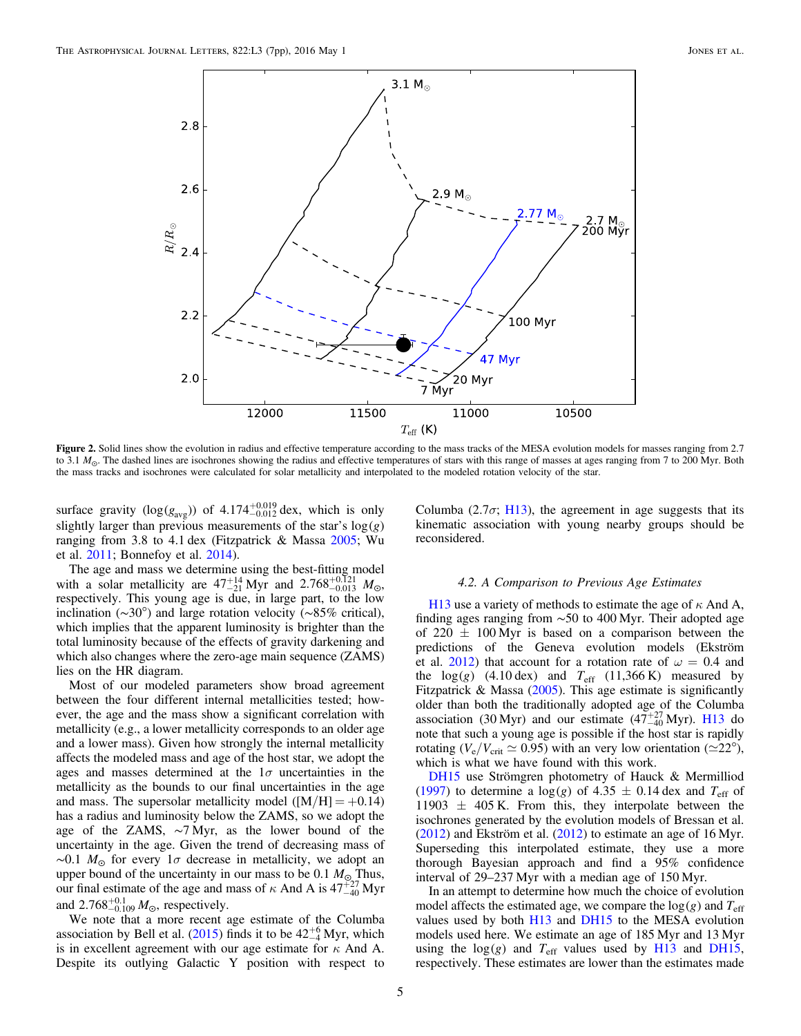**Figure 2.** Solid lines show the evolution in radius and effective temperature according to the mass tracks of the MESA evolution models for masses ranging from 2.7 to 3.1 $M_{\odot}$. The dashed lines are isochrones showing the radius and effective temperatures of stars with this range of masses at ages ranging from 7 to 200 Myr. Both the mass tracks and isochrones were calculated for solar metallicity and interpolated to the modeled rotation velocity of the star.

surface gravity ($\log(g_{\rm avg})$) of $4.174^{+0.019}_{-0.012}$ dex, which is only slightly larger than previous measurements of the star's $\log(g)$ ranging from 3.8 to 4.1 dex (Fitzpatrick & Massa 2005; Wu et al. 2011; Bonnefoy et al. 2014).

The age and mass we determine using the best-fitting model with a solar metallicity are $47^{+14}_{-21}$ Myr and $2.768^{+0.121}_{-0.013}$ $M_{\odot}$, respectively. This young age is due, in large part, to the low inclination (~30°) and large rotation velocity (~85% critical), which implies that the apparent luminosity is brighter than the total luminosity because of the effects of gravity darkening and which also changes where the zero-age main sequence (ZAMS) lies on the HR diagram.

Most of our modeled parameters show broad agreement between the four different internal metallicities tested; however, the age and the mass show a significant correlation with metallicity (e.g., a lower metallicity corresponds to an older age and a lower mass). Given how strongly the internal metallicity affects the modeled mass and age of the host star, we adopt the ages and masses determined at the $1\sigma$ uncertainties in the metallicity as the bounds to our final uncertainties in the age and mass. The supersolar metallicity model ($[{\rm M/H}] = +0.14$) has a radius and luminosity below the ZAMS, so we adopt the age of the ZAMS, ~7 Myr, as the lower bound of the uncertainty in the age. Given the trend of decreasing mass of ~0.1 $M_{\odot}$ for every $1\sigma$ decrease in metallicity, we adopt an upper bound of the uncertainty in our mass to be 0.1 $M_{\odot}$. Thus, our final estimate of the age and mass of $\kappa$ And A is $47^{+27}_{-40}$ Myr and $2.768^{+0.1}_{-0.109}$ $M_{\odot}$, respectively.

We note that a more recent age estimate of the Columba association by Bell et al. (2015) finds it to be $42^{+6}_{-4}$ Myr, which is in excellent agreement with our age estimate for $\kappa$ And A. Despite its outlying Galactic Y position with respect to Columba (2.7$\sigma$; H13), the agreement in age suggests that its kinematic association with young nearby groups should be reconsidered.

### 4.2. A Comparison to Previous Age Estimates

H13 use a variety of methods to estimate the age of $\kappa$ And A, finding ages ranging from ~50 to 400 Myr. Their adopted age of 220 ± 100 Myr is based on a comparison between the predictions of the Geneva evolution models (Ekström et al. 2012) that account for a rotation rate of $\omega = 0.4$ and the $\log(g)$ (4.10 dex) and $T_{\rm eff}$ (11,366 K) measured by Fitzpatrick & Massa (2005). This age estimate is significantly older than both the traditionally adopted age of the Columba association (30 Myr) and our estimate ($47^{+27}_{-40}$ Myr). H13 do note that such a young age is possible if the host star is rapidly rotating ($V_{\rm e}/V_{\rm crit} \simeq 0.95$) with an very low orientation (≃22°), which is what we have found with this work.

DH15 use Strömgren photometry of Hauck & Mermilliod (1997) to determine a $\log(g)$ of 4.35 ± 0.14 dex and $T_{\rm eff}$ of 11903 ± 405 K. From this, they interpolate between the isochrones generated by the evolution models of Bressan et al. (2012) and Ekström et al. (2012) to estimate an age of 16 Myr. Superseding this interpolated estimate, they use a more thorough Bayesian approach and find a 95% confidence interval of 29–237 Myr with a median age of 150 Myr.

In an attempt to determine how much the choice of evolution model affects the estimated age, we compare the $\log(g)$ and $T_{\rm eff}$ values used by both H13 and DH15 to the MESA evolution models used here. We estimate an age of 185 Myr and 13 Myr using the $\log(g)$ and $T_{\rm eff}$ values used by H13 and DH15, respectively. These estimates are lower than the estimates made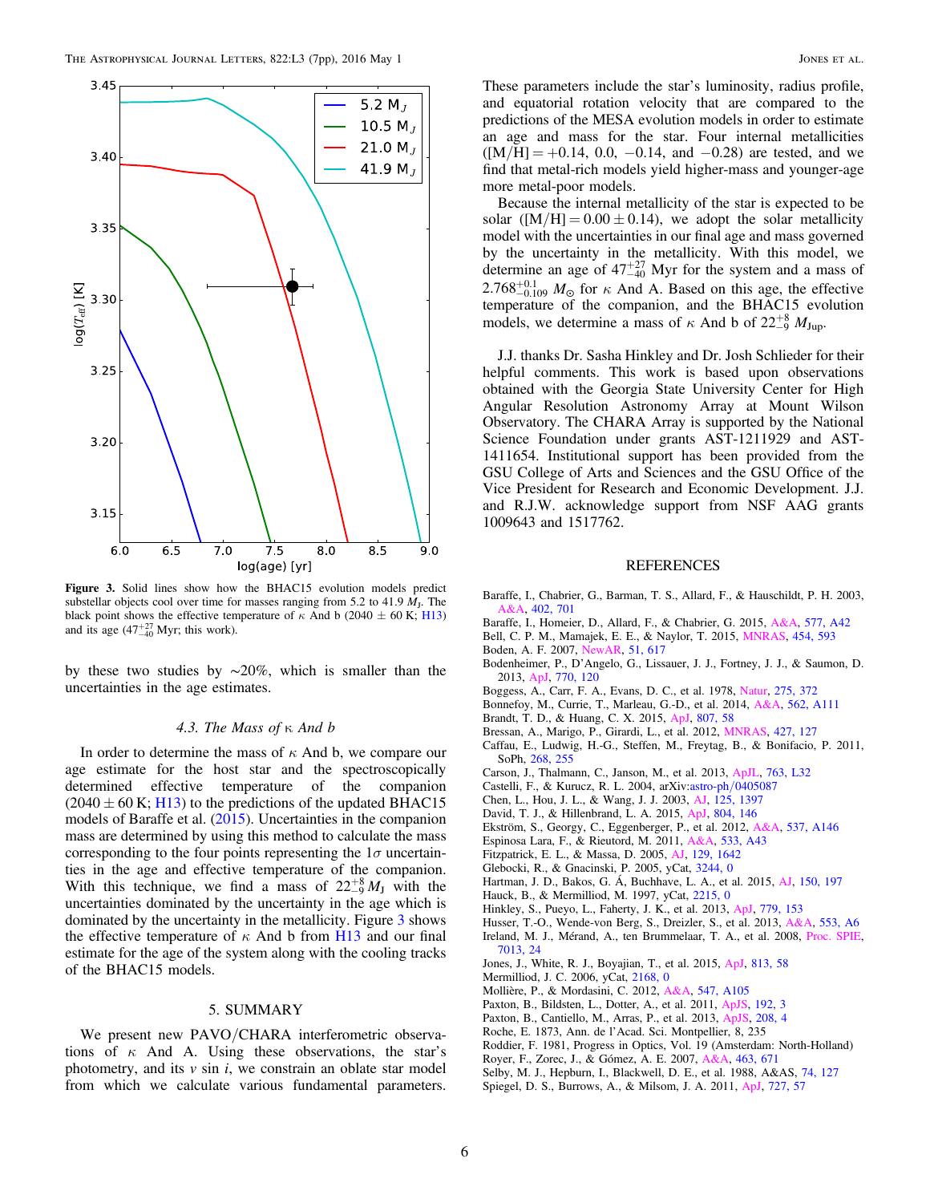**Figure 3.** Solid lines show how the BHAC15 evolution models predict substellar objects cool over time for masses ranging from 5.2 to 41.9 $M_J$. The black point shows the effective temperature of κ And b (2040 ± 60 K; H13) and its age ($47^{+27}_{-40}$ Myr; this work).

by these two studies by ∼20%, which is smaller than the uncertainties in the age estimates.

### 4.3. The Mass of κ And b

In order to determine the mass of κ And b, we compare our age estimate for the host star and the spectroscopically determined effective temperature of the companion (2040 ± 60 K; H13) to the predictions of the updated BHAC15 models of Baraffe et al. (2015). Uncertainties in the companion mass are determined by using this method to calculate the mass corresponding to the four points representing the 1σ uncertainties in the age and effective temperature of the companion. With this technique, we find a mass of $22^{+8}_{-9}\,M_J$ with the uncertainties dominated by the uncertainty in the age which is dominated by the uncertainty in the metallicity. Figure 3 shows the effective temperature of κ And b from H13 and our final estimate for the age of the system along with the cooling tracks of the BHAC15 models.

## 5. SUMMARY

We present new PAVO/CHARA interferometric observations of κ And A. Using these observations, the star's photometry, and its $v \sin i$, we constrain an oblate star model from which we calculate various fundamental parameters. These parameters include the star's luminosity, radius profile, and equatorial rotation velocity that are compared to the predictions of the MESA evolution models in order to estimate an age and mass for the star. Four internal metallicities ([M/H] = +0.14, 0.0, −0.14, and −0.28) are tested, and we find that metal-rich models yield higher-mass and younger-age more metal-poor models.

Because the internal metallicity of the star is expected to be solar ([M/H] = 0.00 ± 0.14), we adopt the solar metallicity model with the uncertainties in our final age and mass governed by the uncertainty in the metallicity. With this model, we determine an age of $47^{+27}_{-40}$ Myr for the system and a mass of $2.768^{+0.1}_{-0.109}\,M_\odot$ for κ And A. Based on this age, the effective temperature of the companion, and the BHAC15 evolution models, we determine a mass of κ And b of $22^{+8}_{-9}\,M_{\rm Jup}$.

J.J. thanks Dr. Sasha Hinkley and Dr. Josh Schlieder for their helpful comments. This work is based upon observations obtained with the Georgia State University Center for High Angular Resolution Astronomy Array at Mount Wilson Observatory. The CHARA Array is supported by the National Science Foundation under grants AST-1211929 and AST-1411654. Institutional support has been provided from the GSU College of Arts and Sciences and the GSU Office of the Vice President for Research and Economic Development. J.J. and R.J.W. acknowledge support from NSF AAG grants 1009643 and 1517762.

## REFERENCES

Baraffe, I., Chabrier, G., Barman, T. S., Allard, F., & Hauschildt, P. H. 2003, A&A, 402, 701
Baraffe, I., Homeier, D., Allard, F., & Chabrier, G. 2015, A&A, 577, A42
Bell, C. P. M., Mamajek, E. E., & Naylor, T. 2015, MNRAS, 454, 593
Boden, A. F. 2007, NewAR, 51, 617
Bodenheimer, P., D'Angelo, G., Lissauer, J. J., Fortney, J. J., & Saumon, D. 2013, ApJ, 770, 120
Boggess, A., Carr, F. A., Evans, D. C., et al. 1978, Natur, 275, 372
Bonnefoy, M., Currie, T., Marleau, G.-D., et al. 2014, A&A, 562, A111
Brandt, T. D., & Huang, C. X. 2015, ApJ, 807, 58
Bressan, A., Marigo, P., Girardi, L., et al. 2012, MNRAS, 427, 127
Caffau, E., Ludwig, H.-G., Steffen, M., Freytag, B., & Bonifacio, P. 2011, SoPh, 268, 255
Carson, J., Thalmann, C., Janson, M., et al. 2013, ApJL, 763, L32
Castelli, F., & Kurucz, R. L. 2004, arXiv:astro-ph/0405087
Chen, L., Hou, J. L., & Wang, J. J. 2003, AJ, 125, 1397
David, T. J., & Hillenbrand, L. A. 2015, ApJ, 804, 146
Ekström, S., Georgy, C., Eggenberger, P., et al. 2012, A&A, 537, A146
Espinosa Lara, F., & Rieutord, M. 2011, A&A, 533, A43
Fitzpatrick, E. L., & Massa, D. 2005, AJ, 129, 1642
Glebocki, R., & Gnacinski, P. 2005, yCat, 3244, 0
Hartman, J. D., Bakos, G. Á, Buchhave, L. A., et al. 2015, AJ, 150, 197
Hauck, B., & Mermilliod, M. 1997, yCat, 2215, 0
Hinkley, S., Pueyo, L., Faherty, J. K., et al. 2013, ApJ, 779, 153
Husser, T.-O., Wende-von Berg, S., Dreizler, S., et al. 2013, A&A, 553, A6
Ireland, M. J., Mérand, A., ten Brummelaar, T. A., et al. 2008, Proc. SPIE, 7013, 24
Jones, J., White, R. J., Boyajian, T., et al. 2015, ApJ, 813, 58
Mermilliod, J. C. 2006, yCat, 2168, 0
Mollière, P., & Mordasini, C. 2012, A&A, 547, A105
Paxton, B., Bildsten, L., Dotter, A., et al. 2011, ApJS, 192, 3
Paxton, B., Cantiello, M., Arras, P., et al. 2013, ApJS, 208, 4
Roche, E. 1873, Ann. de l'Acad. Sci. Montpellier, 8, 235
Roddier, F. 1981, Progress in Optics, Vol. 19 (Amsterdam: North-Holland)
Royer, F., Zorec, J., & Gómez, A. E. 2007, A&A, 463, 671
Selby, M. J., Hepburn, I., Blackwell, D. E., et al. 1988, A&AS, 74, 127
Spiegel, D. S., Burrows, A., & Milsom, J. A. 2011, ApJ, 727, 57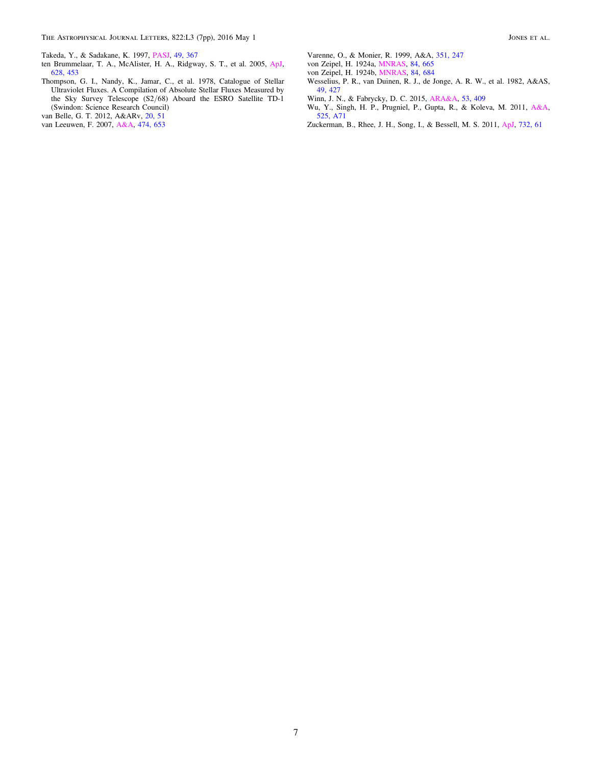Takeda, Y., & Sadakane, K. 1997, PASJ, 49, 367

ten Brummelaar, T. A., McAlister, H. A., Ridgway, S. T., et al. 2005, ApJ, 628, 453

Thompson, G. I., Nandy, K., Jamar, C., et al. 1978, Catalogue of Stellar Ultraviolet Fluxes. A Compilation of Absolute Stellar Fluxes Measured by the Sky Survey Telescope (S2/68) Aboard the ESRO Satellite TD-1 (Swindon: Science Research Council)

van Belle, G. T. 2012, A&ARv, 20, 51

van Leeuwen, F. 2007, A&A, 474, 653

Varenne, O., & Monier, R. 1999, A&A, 351, 247

von Zeipel, H. 1924a, MNRAS, 84, 665

von Zeipel, H. 1924b, MNRAS, 84, 684

Wesselius, P. R., van Duinen, R. J., de Jonge, A. R. W., et al. 1982, A&AS, 49, 427

Winn, J. N., & Fabrycky, D. C. 2015, ARA&A, 53, 409

Wu, Y., Singh, H. P., Prugniel, P., Gupta, R., & Koleva, M. 2011, A&A, 525, A71

Zuckerman, B., Rhee, J. H., Song, I., & Bessell, M. S. 2011, ApJ, 732, 61